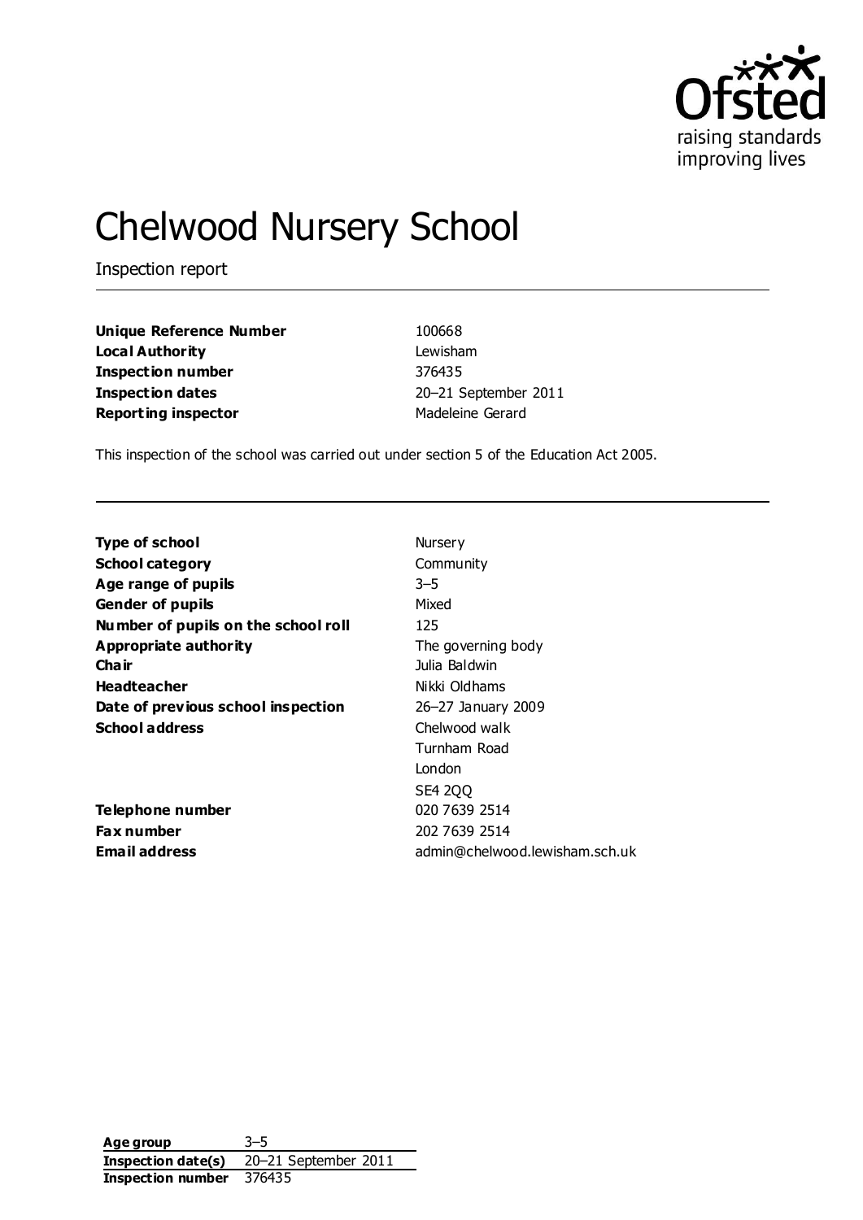# Chelwood Nursery School

Inspection report

| | |
|---|---|
| **Unique Reference Number** | 100668 |
| **Local Authority** | Lewisham |
| **Inspection number** | 376435 |
| **Inspection dates** | 20–21 September 2011 |
| **Reporting inspector** | Madeleine Gerard |

This inspection of the school was carried out under section 5 of the Education Act 2005.

| | |
|---|---|
| **Type of school** | Nursery |
| **School category** | Community |
| **Age range of pupils** | 3–5 |
| **Gender of pupils** | Mixed |
| **Number of pupils on the school roll** | 125 |
| **Appropriate authority** | The governing body |
| **Chair** | Julia Baldwin |
| **Headteacher** | Nikki Oldhams |
| **Date of previous school inspection** | 26–27 January 2009 |
| **School address** | Chelwood walk<br>Turnham Road<br>London<br>SE4 2QQ |
| **Telephone number** | 020 7639 2514 |
| **Fax number** | 202 7639 2514 |
| **Email address** | admin@chelwood.lewisham.sch.uk |

| | |
|---|---|
| **Age group** | 3–5 |
| **Inspection date(s)** | 20–21 September 2011 |
| **Inspection number** | 376435 |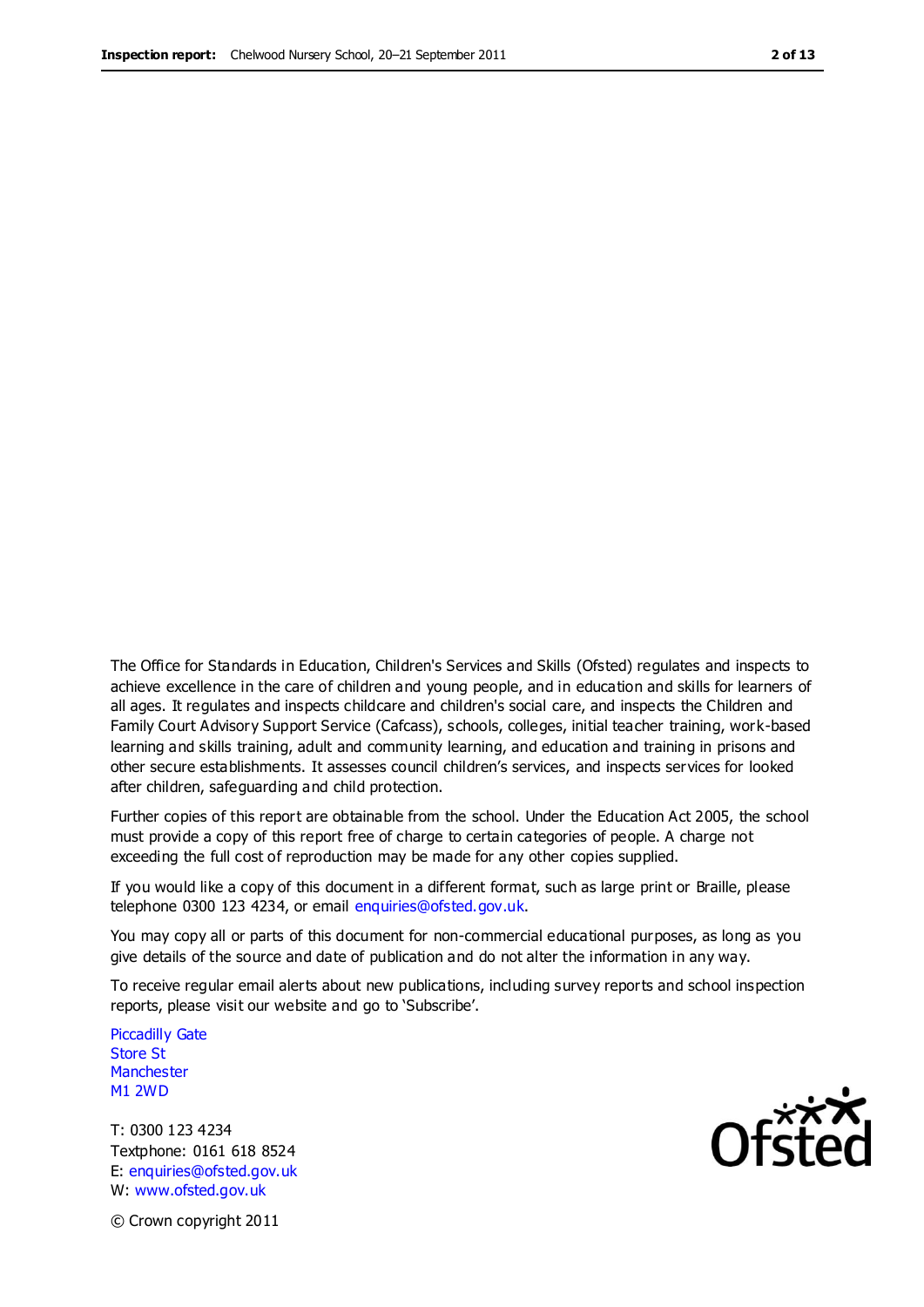The Office for Standards in Education, Children's Services and Skills (Ofsted) regulates and inspects to achieve excellence in the care of children and young people, and in education and skills for learners of all ages. It regulates and inspects childcare and children's social care, and inspects the Children and Family Court Advisory Support Service (Cafcass), schools, colleges, initial teacher training, work-based learning and skills training, adult and community learning, and education and training in prisons and other secure establishments. It assesses council children's services, and inspects services for looked after children, safeguarding and child protection.

Further copies of this report are obtainable from the school. Under the Education Act 2005, the school must provide a copy of this report free of charge to certain categories of people. A charge not exceeding the full cost of reproduction may be made for any other copies supplied.

If you would like a copy of this document in a different format, such as large print or Braille, please telephone 0300 123 4234, or email enquiries@ofsted.gov.uk.

You may copy all or parts of this document for non-commercial educational purposes, as long as you give details of the source and date of publication and do not alter the information in any way.

To receive regular email alerts about new publications, including survey reports and school inspection reports, please visit our website and go to 'Subscribe'.

Piccadilly Gate
Store St
Manchester
M1 2WD

T: 0300 123 4234
Textphone: 0161 618 8524
E: enquiries@ofsted.gov.uk
W: www.ofsted.gov.uk

© Crown copyright 2011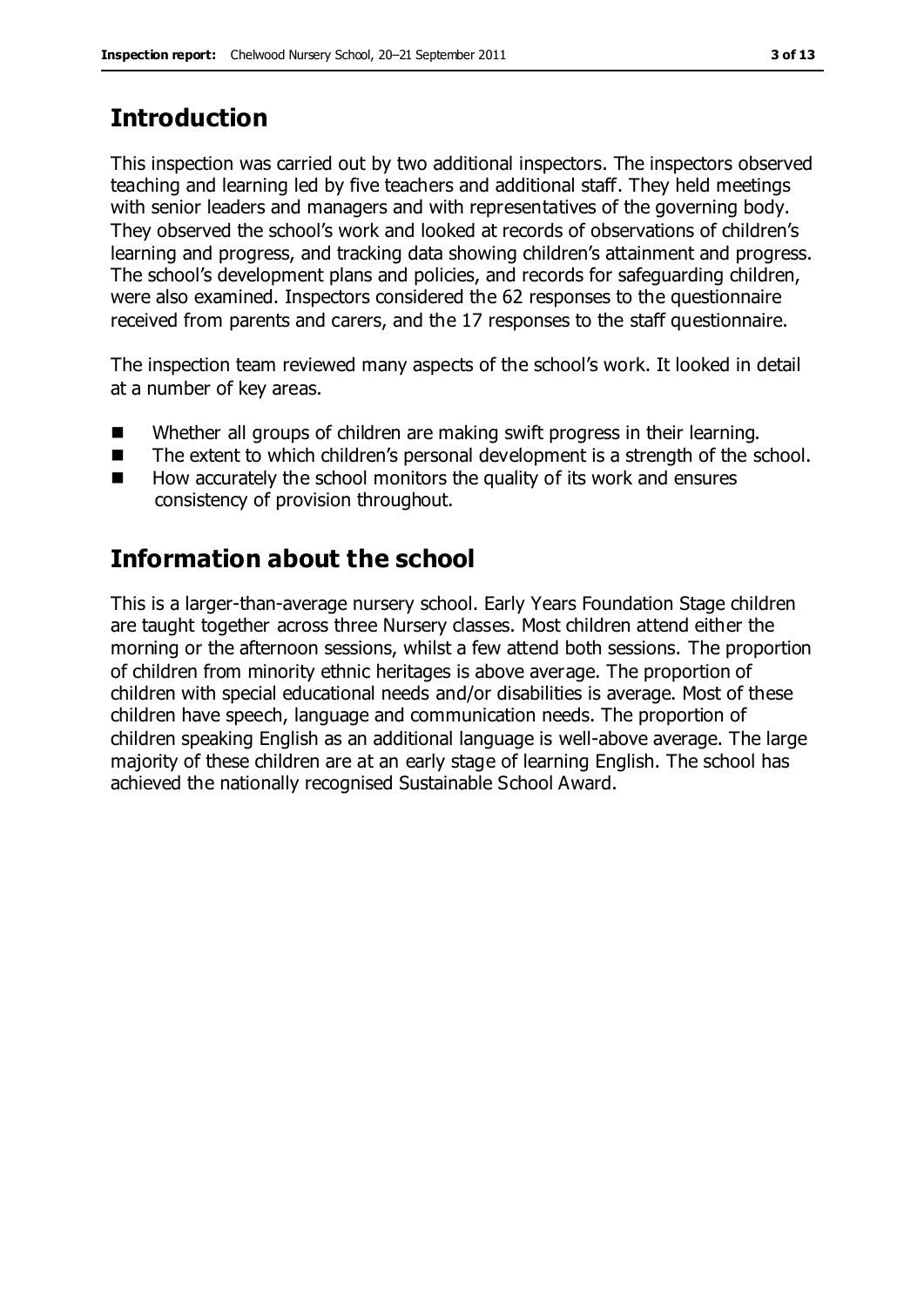## Introduction

This inspection was carried out by two additional inspectors. The inspectors observed teaching and learning led by five teachers and additional staff. They held meetings with senior leaders and managers and with representatives of the governing body. They observed the school's work and looked at records of observations of children's learning and progress, and tracking data showing children's attainment and progress. The school's development plans and policies, and records for safeguarding children, were also examined. Inspectors considered the 62 responses to the questionnaire received from parents and carers, and the 17 responses to the staff questionnaire.

The inspection team reviewed many aspects of the school's work. It looked in detail at a number of key areas.

- Whether all groups of children are making swift progress in their learning.
- The extent to which children's personal development is a strength of the school.
- How accurately the school monitors the quality of its work and ensures consistency of provision throughout.

## Information about the school

This is a larger-than-average nursery school. Early Years Foundation Stage children are taught together across three Nursery classes. Most children attend either the morning or the afternoon sessions, whilst a few attend both sessions. The proportion of children from minority ethnic heritages is above average. The proportion of children with special educational needs and/or disabilities is average. Most of these children have speech, language and communication needs. The proportion of children speaking English as an additional language is well-above average. The large majority of these children are at an early stage of learning English. The school has achieved the nationally recognised Sustainable School Award.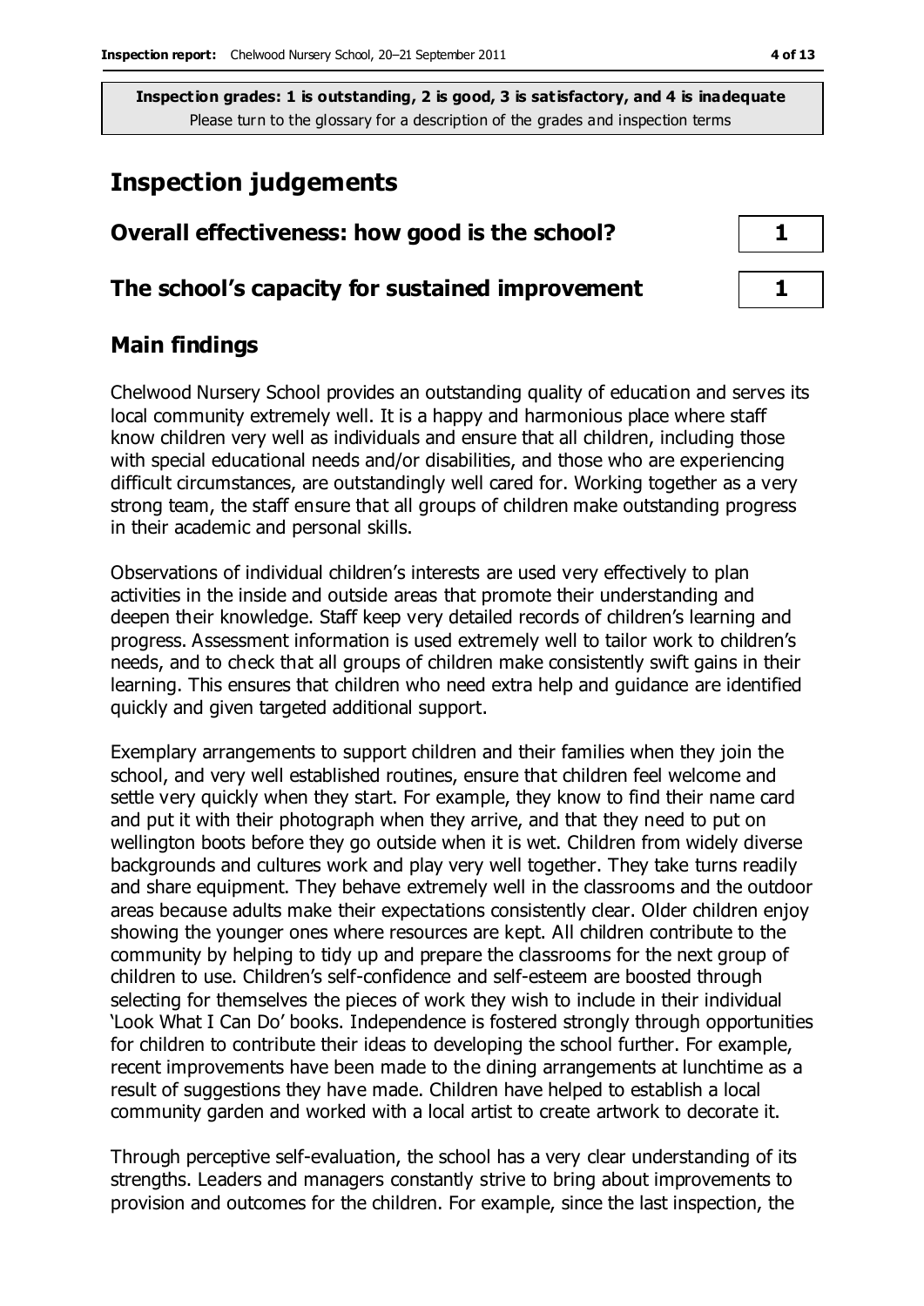**Inspection grades: 1 is outstanding, 2 is good, 3 is satisfactory, and 4 is inadequate**
Please turn to the glossary for a description of the grades and inspection terms

# Inspection judgements

| | |
|---|---|
| **Overall effectiveness: how good is the school?** | **1** |
| **The school's capacity for sustained improvement** | **1** |

## Main findings

Chelwood Nursery School provides an outstanding quality of education and serves its local community extremely well. It is a happy and harmonious place where staff know children very well as individuals and ensure that all children, including those with special educational needs and/or disabilities, and those who are experiencing difficult circumstances, are outstandingly well cared for. Working together as a very strong team, the staff ensure that all groups of children make outstanding progress in their academic and personal skills.

Observations of individual children's interests are used very effectively to plan activities in the inside and outside areas that promote their understanding and deepen their knowledge. Staff keep very detailed records of children's learning and progress. Assessment information is used extremely well to tailor work to children's needs, and to check that all groups of children make consistently swift gains in their learning. This ensures that children who need extra help and guidance are identified quickly and given targeted additional support.

Exemplary arrangements to support children and their families when they join the school, and very well established routines, ensure that children feel welcome and settle very quickly when they start. For example, they know to find their name card and put it with their photograph when they arrive, and that they need to put on wellington boots before they go outside when it is wet. Children from widely diverse backgrounds and cultures work and play very well together. They take turns readily and share equipment. They behave extremely well in the classrooms and the outdoor areas because adults make their expectations consistently clear. Older children enjoy showing the younger ones where resources are kept. All children contribute to the community by helping to tidy up and prepare the classrooms for the next group of children to use. Children's self-confidence and self-esteem are boosted through selecting for themselves the pieces of work they wish to include in their individual 'Look What I Can Do' books. Independence is fostered strongly through opportunities for children to contribute their ideas to developing the school further. For example, recent improvements have been made to the dining arrangements at lunchtime as a result of suggestions they have made. Children have helped to establish a local community garden and worked with a local artist to create artwork to decorate it.

Through perceptive self-evaluation, the school has a very clear understanding of its strengths. Leaders and managers constantly strive to bring about improvements to provision and outcomes for the children. For example, since the last inspection, the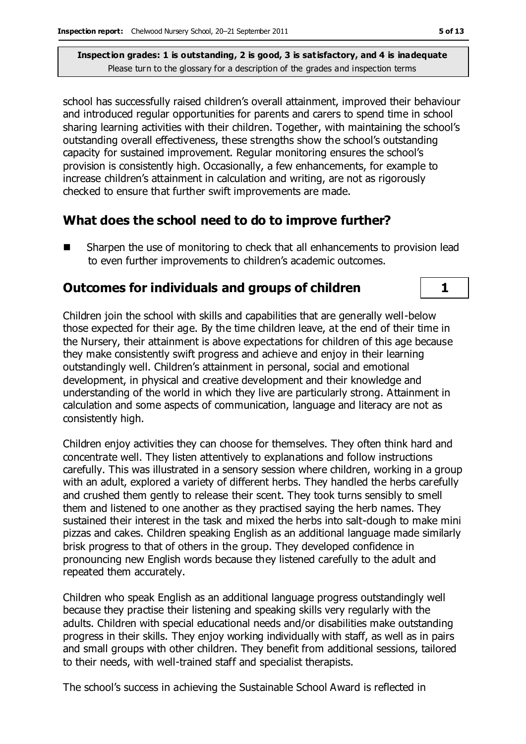school has successfully raised children's overall attainment, improved their behaviour and introduced regular opportunities for parents and carers to spend time in school sharing learning activities with their children. Together, with maintaining the school's outstanding overall effectiveness, these strengths show the school's outstanding capacity for sustained improvement. Regular monitoring ensures the school's provision is consistently high. Occasionally, a few enhancements, for example to increase children's attainment in calculation and writing, are not as rigorously checked to ensure that further swift improvements are made.

## What does the school need to do to improve further?

- Sharpen the use of monitoring to check that all enhancements to provision lead to even further improvements to children's academic outcomes.

## Outcomes for individuals and groups of children — 1

Children join the school with skills and capabilities that are generally well-below those expected for their age. By the time children leave, at the end of their time in the Nursery, their attainment is above expectations for children of this age because they make consistently swift progress and achieve and enjoy in their learning outstandingly well. Children's attainment in personal, social and emotional development, in physical and creative development and their knowledge and understanding of the world in which they live are particularly strong. Attainment in calculation and some aspects of communication, language and literacy are not as consistently high.

Children enjoy activities they can choose for themselves. They often think hard and concentrate well. They listen attentively to explanations and follow instructions carefully. This was illustrated in a sensory session where children, working in a group with an adult, explored a variety of different herbs. They handled the herbs carefully and crushed them gently to release their scent. They took turns sensibly to smell them and listened to one another as they practised saying the herb names. They sustained their interest in the task and mixed the herbs into salt-dough to make mini pizzas and cakes. Children speaking English as an additional language made similarly brisk progress to that of others in the group. They developed confidence in pronouncing new English words because they listened carefully to the adult and repeated them accurately.

Children who speak English as an additional language progress outstandingly well because they practise their listening and speaking skills very regularly with the adults. Children with special educational needs and/or disabilities make outstanding progress in their skills. They enjoy working individually with staff, as well as in pairs and small groups with other children. They benefit from additional sessions, tailored to their needs, with well-trained staff and specialist therapists.

The school's success in achieving the Sustainable School Award is reflected in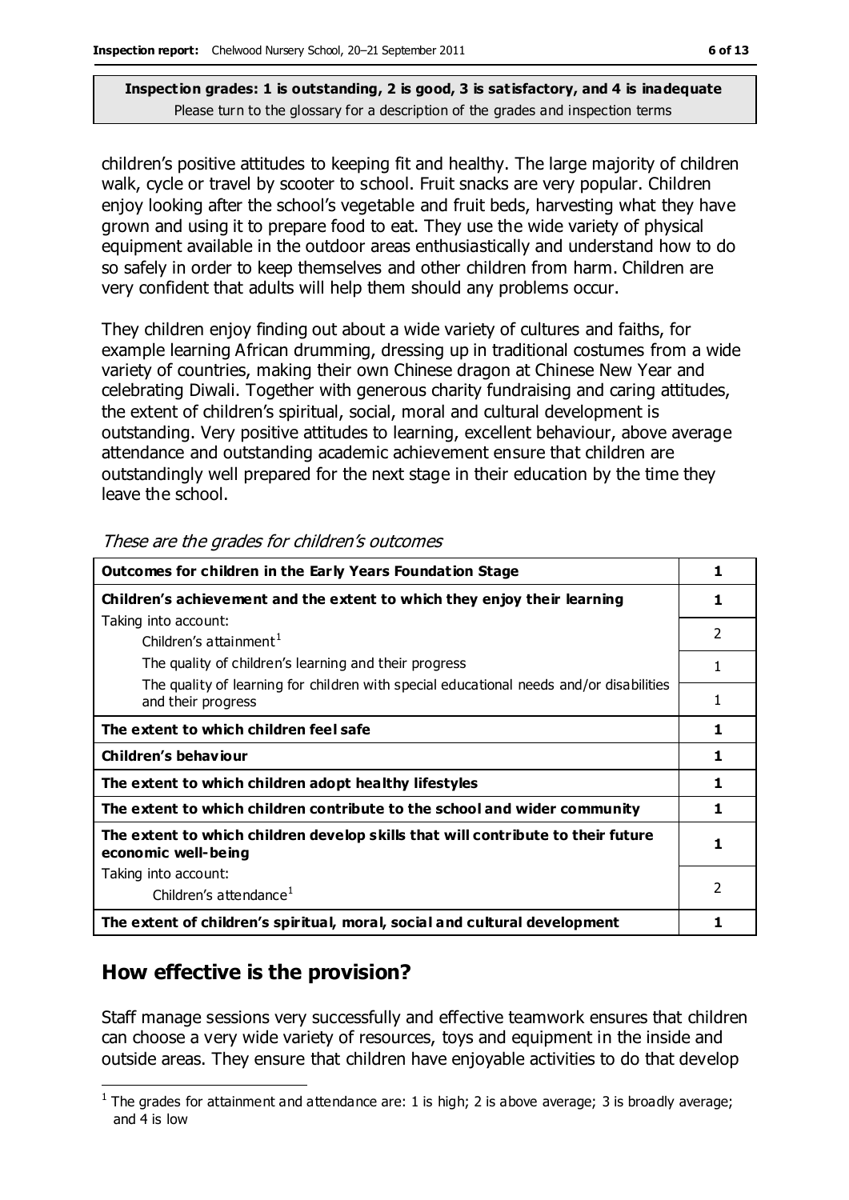**Inspection grades: 1 is outstanding, 2 is good, 3 is satisfactory, and 4 is inadequate**
Please turn to the glossary for a description of the grades and inspection terms

children's positive attitudes to keeping fit and healthy. The large majority of children walk, cycle or travel by scooter to school. Fruit snacks are very popular. Children enjoy looking after the school's vegetable and fruit beds, harvesting what they have grown and using it to prepare food to eat. They use the wide variety of physical equipment available in the outdoor areas enthusiastically and understand how to do so safely in order to keep themselves and other children from harm. Children are very confident that adults will help them should any problems occur.

They children enjoy finding out about a wide variety of cultures and faiths, for example learning African drumming, dressing up in traditional costumes from a wide variety of countries, making their own Chinese dragon at Chinese New Year and celebrating Diwali. Together with generous charity fundraising and caring attitudes, the extent of children's spiritual, social, moral and cultural development is outstanding. Very positive attitudes to learning, excellent behaviour, above average attendance and outstanding academic achievement ensure that children are outstandingly well prepared for the next stage in their education by the time they leave the school.

*These are the grades for children's outcomes*

| Outcomes for children in the Early Years Foundation Stage | 1 |
|---|---|
| **Children's achievement and the extent to which they enjoy their learning** | **1** |
| Taking into account: Children's attainment[1] | 2 |
| The quality of children's learning and their progress | 1 |
| The quality of learning for children with special educational needs and/or disabilities and their progress | 1 |
| **The extent to which children feel safe** | **1** |
| **Children's behaviour** | **1** |
| **The extent to which children adopt healthy lifestyles** | **1** |
| **The extent to which children contribute to the school and wider community** | **1** |
| **The extent to which children develop skills that will contribute to their future economic well-being** | **1** |
| Taking into account: Children's attendance[1] | 2 |
| **The extent of children's spiritual, moral, social and cultural development** | **1** |

## How effective is the provision?

Staff manage sessions very successfully and effective teamwork ensures that children can choose a very wide variety of resources, toys and equipment in the inside and outside areas. They ensure that children have enjoyable activities to do that develop

[1] The grades for attainment and attendance are: 1 is high; 2 is above average; 3 is broadly average; and 4 is low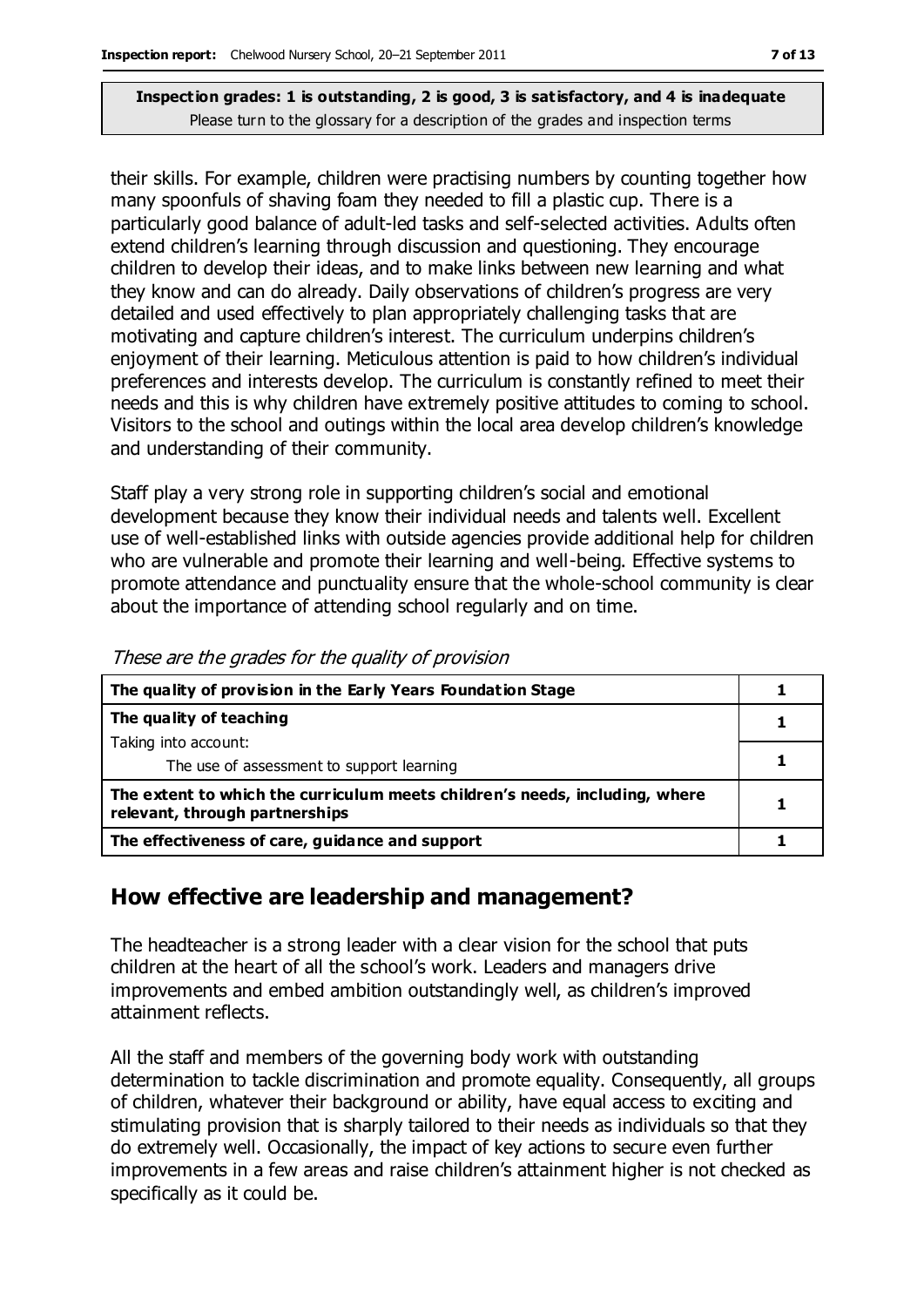**Inspection grades: 1 is outstanding, 2 is good, 3 is satisfactory, and 4 is inadequate**
Please turn to the glossary for a description of the grades and inspection terms

their skills. For example, children were practising numbers by counting together how many spoonfuls of shaving foam they needed to fill a plastic cup. There is a particularly good balance of adult-led tasks and self-selected activities. Adults often extend children's learning through discussion and questioning. They encourage children to develop their ideas, and to make links between new learning and what they know and can do already. Daily observations of children's progress are very detailed and used effectively to plan appropriately challenging tasks that are motivating and capture children's interest. The curriculum underpins children's enjoyment of their learning. Meticulous attention is paid to how children's individual preferences and interests develop. The curriculum is constantly refined to meet their needs and this is why children have extremely positive attitudes to coming to school. Visitors to the school and outings within the local area develop children's knowledge and understanding of their community.

Staff play a very strong role in supporting children's social and emotional development because they know their individual needs and talents well. Excellent use of well-established links with outside agencies provide additional help for children who are vulnerable and promote their learning and well-being. Effective systems to promote attendance and punctuality ensure that the whole-school community is clear about the importance of attending school regularly and on time.

*These are the grades for the quality of provision*

| | |
|---|---|
| **The quality of provision in the Early Years Foundation Stage** | 1 |
| **The quality of teaching** | 1 |
| Taking into account: The use of assessment to support learning | 1 |
| **The extent to which the curriculum meets children's needs, including, where relevant, through partnerships** | 1 |
| **The effectiveness of care, guidance and support** | 1 |

## How effective are leadership and management?

The headteacher is a strong leader with a clear vision for the school that puts children at the heart of all the school's work. Leaders and managers drive improvements and embed ambition outstandingly well, as children's improved attainment reflects.

All the staff and members of the governing body work with outstanding determination to tackle discrimination and promote equality. Consequently, all groups of children, whatever their background or ability, have equal access to exciting and stimulating provision that is sharply tailored to their needs as individuals so that they do extremely well. Occasionally, the impact of key actions to secure even further improvements in a few areas and raise children's attainment higher is not checked as specifically as it could be.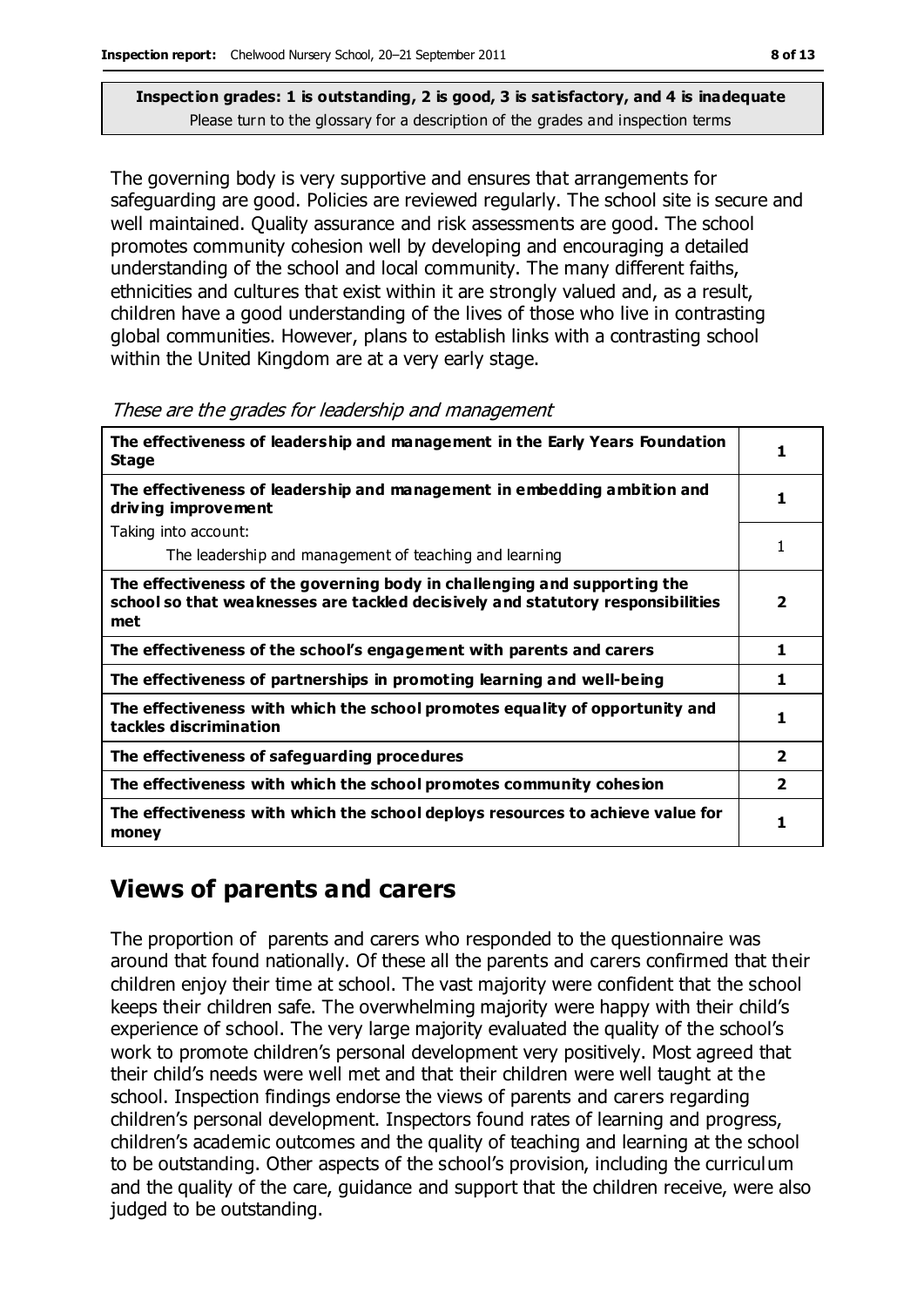**Inspection grades: 1 is outstanding, 2 is good, 3 is satisfactory, and 4 is inadequate**
Please turn to the glossary for a description of the grades and inspection terms

The governing body is very supportive and ensures that arrangements for safeguarding are good. Policies are reviewed regularly. The school site is secure and well maintained. Quality assurance and risk assessments are good. The school promotes community cohesion well by developing and encouraging a detailed understanding of the school and local community. The many different faiths, ethnicities and cultures that exist within it are strongly valued and, as a result, children have a good understanding of the lives of those who live in contrasting global communities. However, plans to establish links with a contrasting school within the United Kingdom are at a very early stage.

*These are the grades for leadership and management*

| | |
|---|---|
| **The effectiveness of leadership and management in the Early Years Foundation Stage** | **1** |
| **The effectiveness of leadership and management in embedding ambition and driving improvement** | **1** |
| Taking into account:<br>The leadership and management of teaching and learning | 1 |
| **The effectiveness of the governing body in challenging and supporting the school so that weaknesses are tackled decisively and statutory responsibilities met** | **2** |
| **The effectiveness of the school's engagement with parents and carers** | **1** |
| **The effectiveness of partnerships in promoting learning and well-being** | **1** |
| **The effectiveness with which the school promotes equality of opportunity and tackles discrimination** | **1** |
| **The effectiveness of safeguarding procedures** | **2** |
| **The effectiveness with which the school promotes community cohesion** | **2** |
| **The effectiveness with which the school deploys resources to achieve value for money** | **1** |

## Views of parents and carers

The proportion of parents and carers who responded to the questionnaire was around that found nationally. Of these all the parents and carers confirmed that their children enjoy their time at school. The vast majority were confident that the school keeps their children safe. The overwhelming majority were happy with their child's experience of school. The very large majority evaluated the quality of the school's work to promote children's personal development very positively. Most agreed that their child's needs were well met and that their children were well taught at the school. Inspection findings endorse the views of parents and carers regarding children's personal development. Inspectors found rates of learning and progress, children's academic outcomes and the quality of teaching and learning at the school to be outstanding. Other aspects of the school's provision, including the curriculum and the quality of the care, guidance and support that the children receive, were also judged to be outstanding.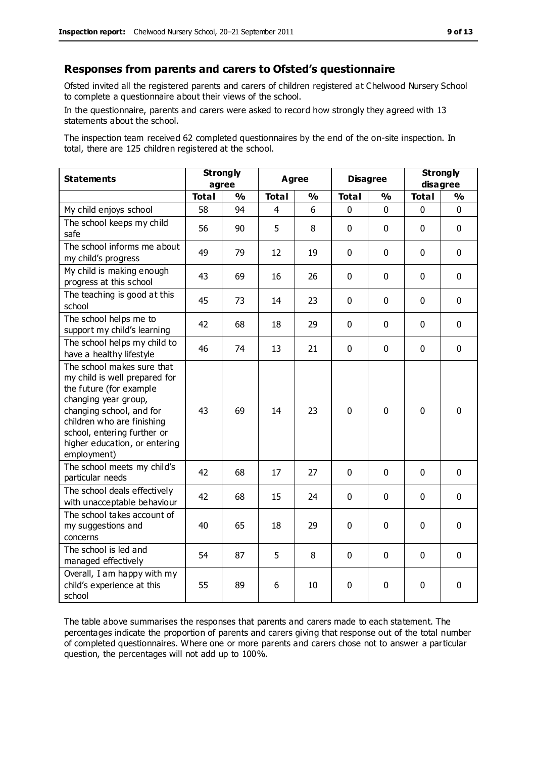## Responses from parents and carers to Ofsted's questionnaire

Ofsted invited all the registered parents and carers of children registered at Chelwood Nursery School to complete a questionnaire about their views of the school.

In the questionnaire, parents and carers were asked to record how strongly they agreed with 13 statements about the school.

The inspection team received 62 completed questionnaires by the end of the on-site inspection. In total, there are 125 children registered at the school.

| Statements | Strongly agree | | Agree | | Disagree | | Strongly disagree | |
|---|---|---|---|---|---|---|---|---|
| | Total | % | Total | % | Total | % | Total | % |
| My child enjoys school | 58 | 94 | 4 | 6 | 0 | 0 | 0 | 0 |
| The school keeps my child safe | 56 | 90 | 5 | 8 | 0 | 0 | 0 | 0 |
| The school informs me about my child's progress | 49 | 79 | 12 | 19 | 0 | 0 | 0 | 0 |
| My child is making enough progress at this school | 43 | 69 | 16 | 26 | 0 | 0 | 0 | 0 |
| The teaching is good at this school | 45 | 73 | 14 | 23 | 0 | 0 | 0 | 0 |
| The school helps me to support my child's learning | 42 | 68 | 18 | 29 | 0 | 0 | 0 | 0 |
| The school helps my child to have a healthy lifestyle | 46 | 74 | 13 | 21 | 0 | 0 | 0 | 0 |
| The school makes sure that my child is well prepared for the future (for example changing year group, changing school, and for children who are finishing school, entering further or higher education, or entering employment) | 43 | 69 | 14 | 23 | 0 | 0 | 0 | 0 |
| The school meets my child's particular needs | 42 | 68 | 17 | 27 | 0 | 0 | 0 | 0 |
| The school deals effectively with unacceptable behaviour | 42 | 68 | 15 | 24 | 0 | 0 | 0 | 0 |
| The school takes account of my suggestions and concerns | 40 | 65 | 18 | 29 | 0 | 0 | 0 | 0 |
| The school is led and managed effectively | 54 | 87 | 5 | 8 | 0 | 0 | 0 | 0 |
| Overall, I am happy with my child's experience at this school | 55 | 89 | 6 | 10 | 0 | 0 | 0 | 0 |

The table above summarises the responses that parents and carers made to each statement. The percentages indicate the proportion of parents and carers giving that response out of the total number of completed questionnaires. Where one or more parents and carers chose not to answer a particular question, the percentages will not add up to 100%.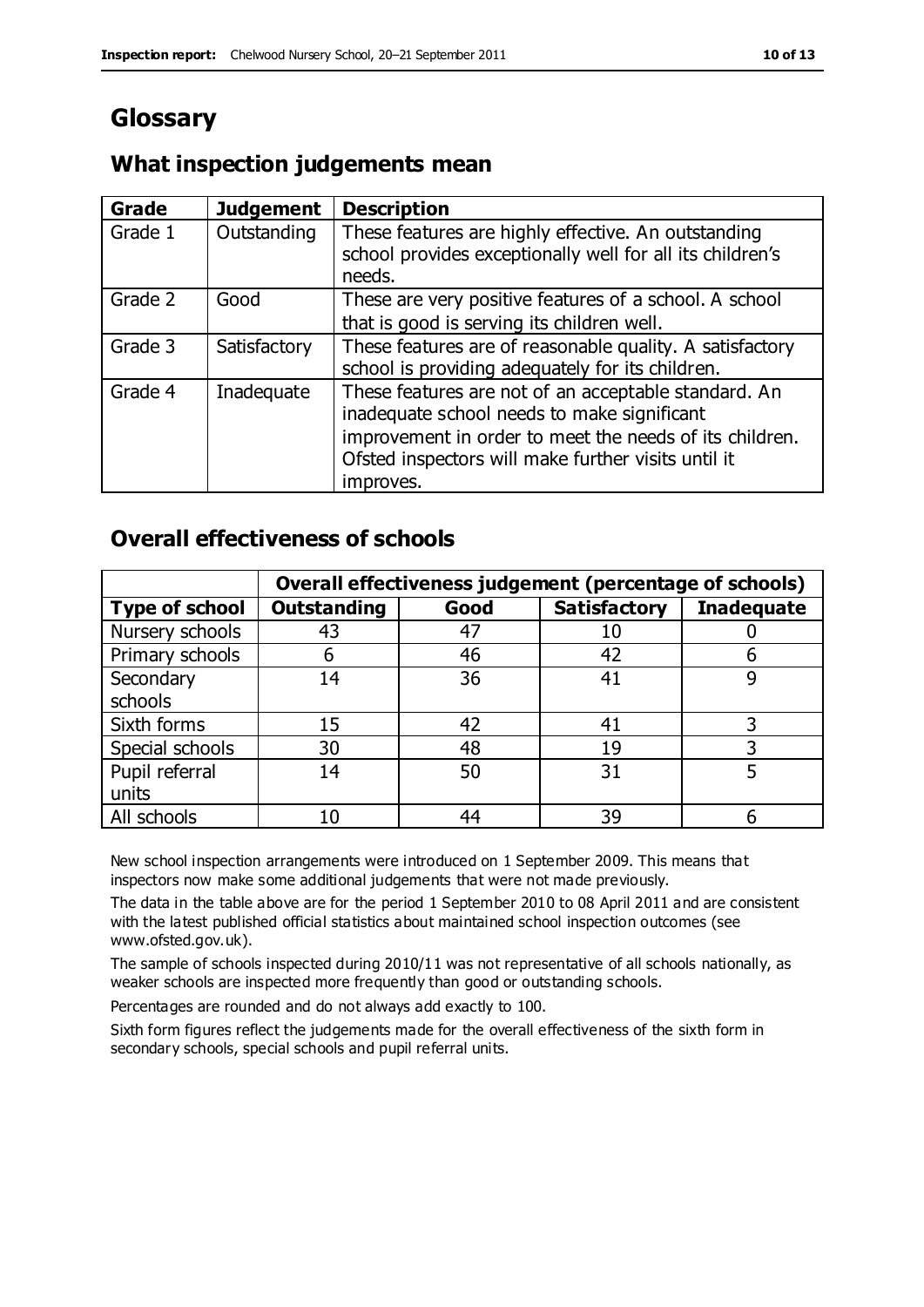# Glossary

## What inspection judgements mean

| Grade | Judgement | Description |
| --- | --- | --- |
| Grade 1 | Outstanding | These features are highly effective. An outstanding school provides exceptionally well for all its children's needs. |
| Grade 2 | Good | These are very positive features of a school. A school that is good is serving its children well. |
| Grade 3 | Satisfactory | These features are of reasonable quality. A satisfactory school is providing adequately for its children. |
| Grade 4 | Inadequate | These features are not of an acceptable standard. An inadequate school needs to make significant improvement in order to meet the needs of its children. Ofsted inspectors will make further visits until it improves. |

## Overall effectiveness of schools

| | Overall effectiveness judgement (percentage of schools) | | | |
| --- | --- | --- | --- | --- |
| **Type of school** | **Outstanding** | **Good** | **Satisfactory** | **Inadequate** |
| Nursery schools | 43 | 47 | 10 | 0 |
| Primary schools | 6 | 46 | 42 | 6 |
| Secondary schools | 14 | 36 | 41 | 9 |
| Sixth forms | 15 | 42 | 41 | 3 |
| Special schools | 30 | 48 | 19 | 3 |
| Pupil referral units | 14 | 50 | 31 | 5 |
| All schools | 10 | 44 | 39 | 6 |

New school inspection arrangements were introduced on 1 September 2009. This means that inspectors now make some additional judgements that were not made previously.

The data in the table above are for the period 1 September 2010 to 08 April 2011 and are consistent with the latest published official statistics about maintained school inspection outcomes (see www.ofsted.gov.uk).

The sample of schools inspected during 2010/11 was not representative of all schools nationally, as weaker schools are inspected more frequently than good or outstanding schools.

Percentages are rounded and do not always add exactly to 100.

Sixth form figures reflect the judgements made for the overall effectiveness of the sixth form in secondary schools, special schools and pupil referral units.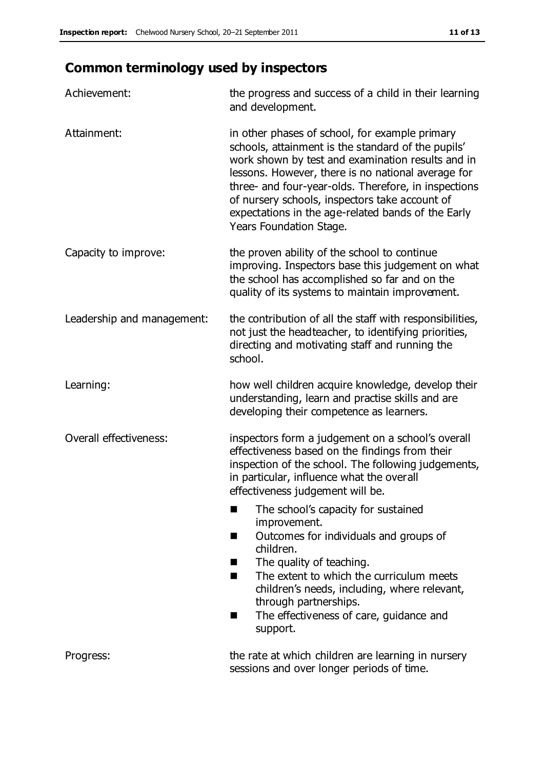## Common terminology used by inspectors

| | |
|---|---|
| Achievement: | the progress and success of a child in their learning and development. |
| Attainment: | in other phases of school, for example primary schools, attainment is the standard of the pupils' work shown by test and examination results and in lessons. However, there is no national average for three- and four-year-olds. Therefore, in inspections of nursery schools, inspectors take account of expectations in the age-related bands of the Early Years Foundation Stage. |
| Capacity to improve: | the proven ability of the school to continue improving. Inspectors base this judgement on what the school has accomplished so far and on the quality of its systems to maintain improvement. |
| Leadership and management: | the contribution of all the staff with responsibilities, not just the headteacher, to identifying priorities, directing and motivating staff and running the school. |
| Learning: | how well children acquire knowledge, develop their understanding, learn and practise skills and are developing their competence as learners. |
| Overall effectiveness: | inspectors form a judgement on a school's overall effectiveness based on the findings from their inspection of the school. The following judgements, in particular, influence what the overall effectiveness judgement will be.<br>■ The school's capacity for sustained improvement.<br>■ Outcomes for individuals and groups of children.<br>■ The quality of teaching.<br>■ The extent to which the curriculum meets children's needs, including, where relevant, through partnerships.<br>■ The effectiveness of care, guidance and support. |
| Progress: | the rate at which children are learning in nursery sessions and over longer periods of time. |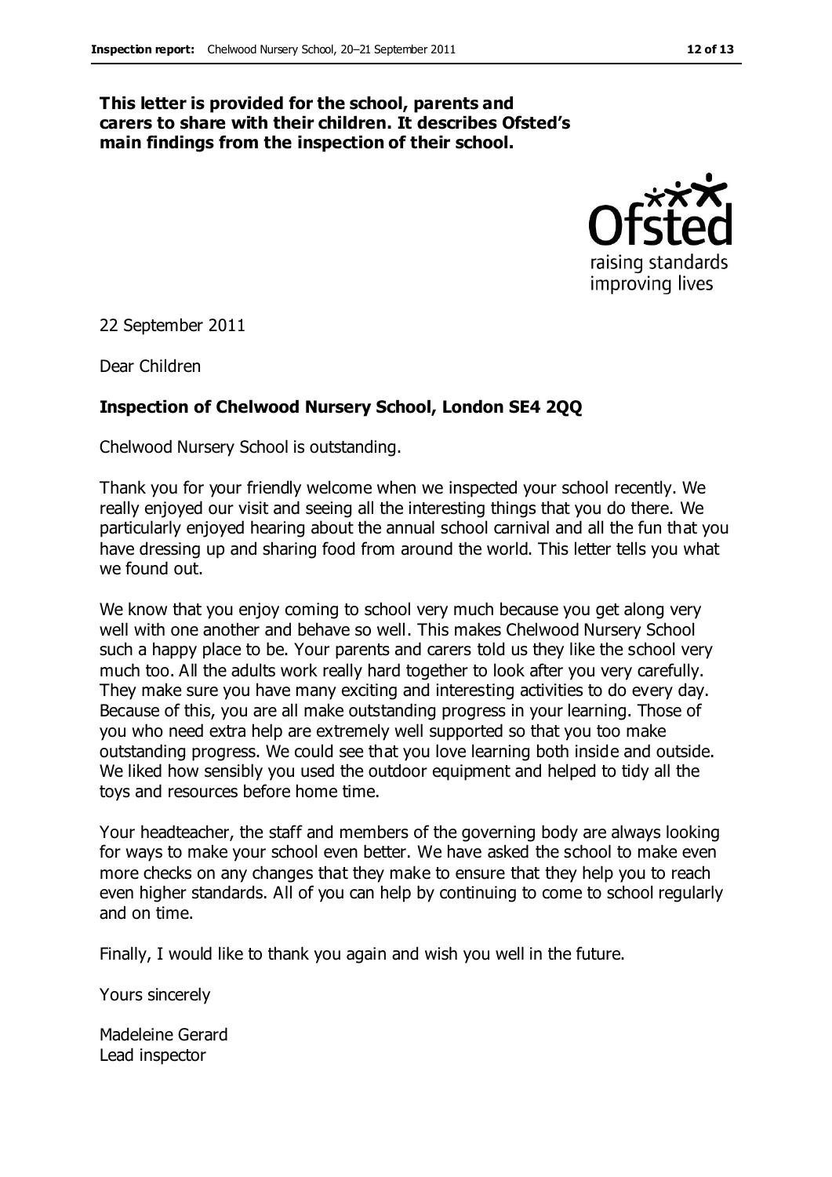**This letter is provided for the school, parents and carers to share with their children. It describes Ofsted's main findings from the inspection of their school.**

22 September 2011

Dear Children

**Inspection of Chelwood Nursery School, London SE4 2QQ**

Chelwood Nursery School is outstanding.

Thank you for your friendly welcome when we inspected your school recently. We really enjoyed our visit and seeing all the interesting things that you do there. We particularly enjoyed hearing about the annual school carnival and all the fun that you have dressing up and sharing food from around the world. This letter tells you what we found out.

We know that you enjoy coming to school very much because you get along very well with one another and behave so well. This makes Chelwood Nursery School such a happy place to be. Your parents and carers told us they like the school very much too. All the adults work really hard together to look after you very carefully. They make sure you have many exciting and interesting activities to do every day. Because of this, you are all make outstanding progress in your learning. Those of you who need extra help are extremely well supported so that you too make outstanding progress. We could see that you love learning both inside and outside. We liked how sensibly you used the outdoor equipment and helped to tidy all the toys and resources before home time.

Your headteacher, the staff and members of the governing body are always looking for ways to make your school even better. We have asked the school to make even more checks on any changes that they make to ensure that they help you to reach even higher standards. All of you can help by continuing to come to school regularly and on time.

Finally, I would like to thank you again and wish you well in the future.

Yours sincerely

Madeleine Gerard
Lead inspector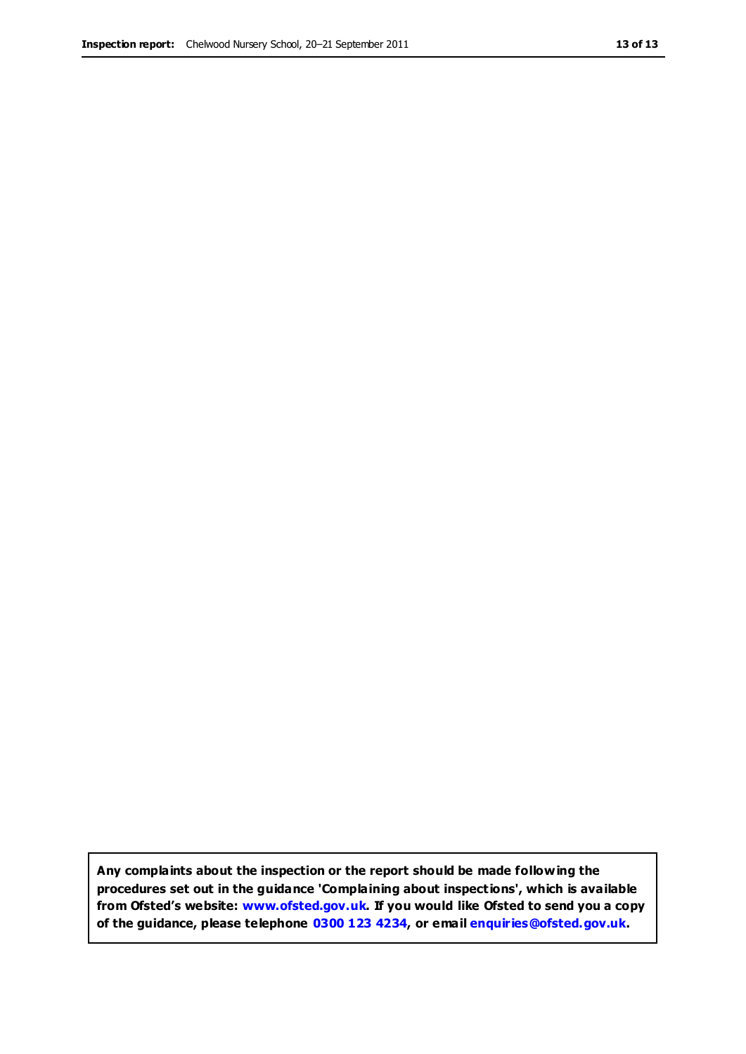**Any complaints about the inspection or the report should be made following the procedures set out in the guidance 'Complaining about inspections', which is available from Ofsted's website: www.ofsted.gov.uk. If you would like Ofsted to send you a copy of the guidance, please telephone 0300 123 4234, or email enquiries@ofsted.gov.uk.**